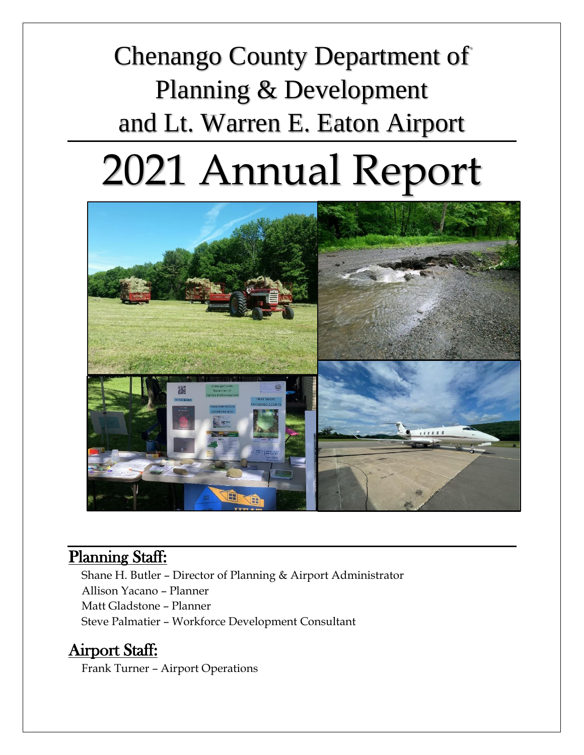# Chenango County Department of Planning & Development and Lt. Warren E. Eaton Airport

# 2021 Annual Report

## Planning Staff:

Shane H. Butler – Director of Planning & Airport Administrator
Allison Yacano – Planner
Matt Gladstone – Planner
Steve Palmatier – Workforce Development Consultant

## Airport Staff:

Frank Turner – Airport Operations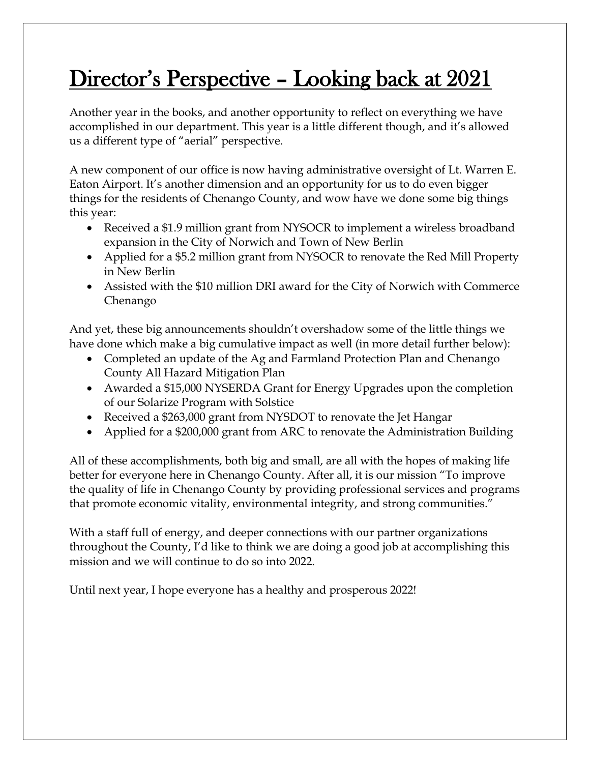# Director's Perspective – Looking back at 2021

Another year in the books, and another opportunity to reflect on everything we have accomplished in our department. This year is a little different though, and it's allowed us a different type of "aerial" perspective.

A new component of our office is now having administrative oversight of Lt. Warren E. Eaton Airport. It's another dimension and an opportunity for us to do even bigger things for the residents of Chenango County, and wow have we done some big things this year:

- Received a $1.9 million grant from NYSOCR to implement a wireless broadband expansion in the City of Norwich and Town of New Berlin
- Applied for a $5.2 million grant from NYSOCR to renovate the Red Mill Property in New Berlin
- Assisted with the $10 million DRI award for the City of Norwich with Commerce Chenango

And yet, these big announcements shouldn't overshadow some of the little things we have done which make a big cumulative impact as well (in more detail further below):

- Completed an update of the Ag and Farmland Protection Plan and Chenango County All Hazard Mitigation Plan
- Awarded a $15,000 NYSERDA Grant for Energy Upgrades upon the completion of our Solarize Program with Solstice
- Received a $263,000 grant from NYSDOT to renovate the Jet Hangar
- Applied for a $200,000 grant from ARC to renovate the Administration Building

All of these accomplishments, both big and small, are all with the hopes of making life better for everyone here in Chenango County. After all, it is our mission "To improve the quality of life in Chenango County by providing professional services and programs that promote economic vitality, environmental integrity, and strong communities."

With a staff full of energy, and deeper connections with our partner organizations throughout the County, I'd like to think we are doing a good job at accomplishing this mission and we will continue to do so into 2022.

Until next year, I hope everyone has a healthy and prosperous 2022!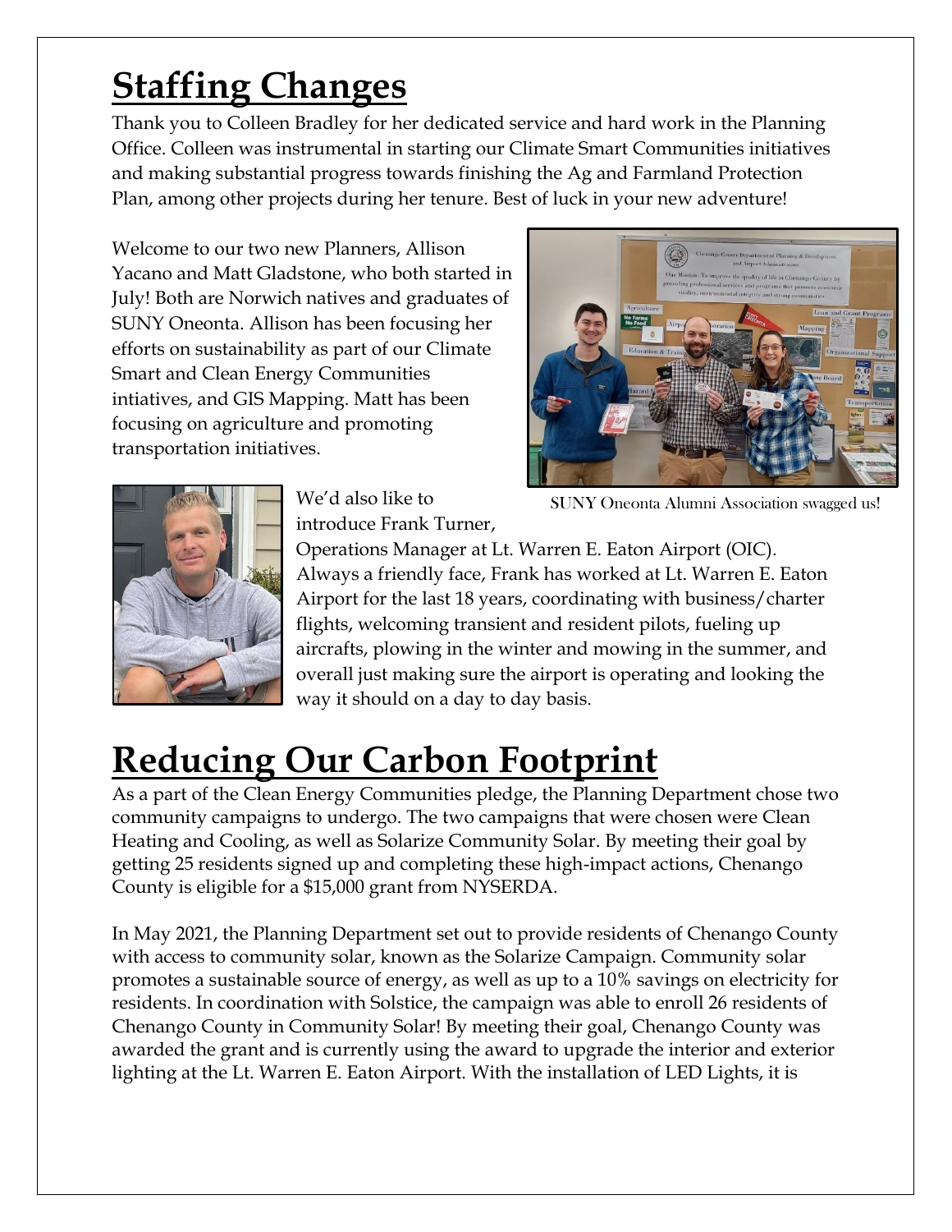# Staffing Changes

Thank you to Colleen Bradley for her dedicated service and hard work in the Planning Office. Colleen was instrumental in starting our Climate Smart Communities initiatives and making substantial progress towards finishing the Ag and Farmland Protection Plan, among other projects during her tenure. Best of luck in your new adventure!

Welcome to our two new Planners, Allison Yacano and Matt Gladstone, who both started in July! Both are Norwich natives and graduates of SUNY Oneonta. Allison has been focusing her efforts on sustainability as part of our Climate Smart and Clean Energy Communities intiatives, and GIS Mapping. Matt has been focusing on agriculture and promoting transportation initiatives.

SUNY Oneonta Alumni Association swagged us!

We'd also like to introduce Frank Turner, Operations Manager at Lt. Warren E. Eaton Airport (OIC). Always a friendly face, Frank has worked at Lt. Warren E. Eaton Airport for the last 18 years, coordinating with business/charter flights, welcoming transient and resident pilots, fueling up aircrafts, plowing in the winter and mowing in the summer, and overall just making sure the airport is operating and looking the way it should on a day to day basis.

# Reducing Our Carbon Footprint

As a part of the Clean Energy Communities pledge, the Planning Department chose two community campaigns to undergo. The two campaigns that were chosen were Clean Heating and Cooling, as well as Solarize Community Solar. By meeting their goal by getting 25 residents signed up and completing these high-impact actions, Chenango County is eligible for a $15,000 grant from NYSERDA.

In May 2021, the Planning Department set out to provide residents of Chenango County with access to community solar, known as the Solarize Campaign. Community solar promotes a sustainable source of energy, as well as up to a 10% savings on electricity for residents. In coordination with Solstice, the campaign was able to enroll 26 residents of Chenango County in Community Solar! By meeting their goal, Chenango County was awarded the grant and is currently using the award to upgrade the interior and exterior lighting at the Lt. Warren E. Eaton Airport. With the installation of LED Lights, it is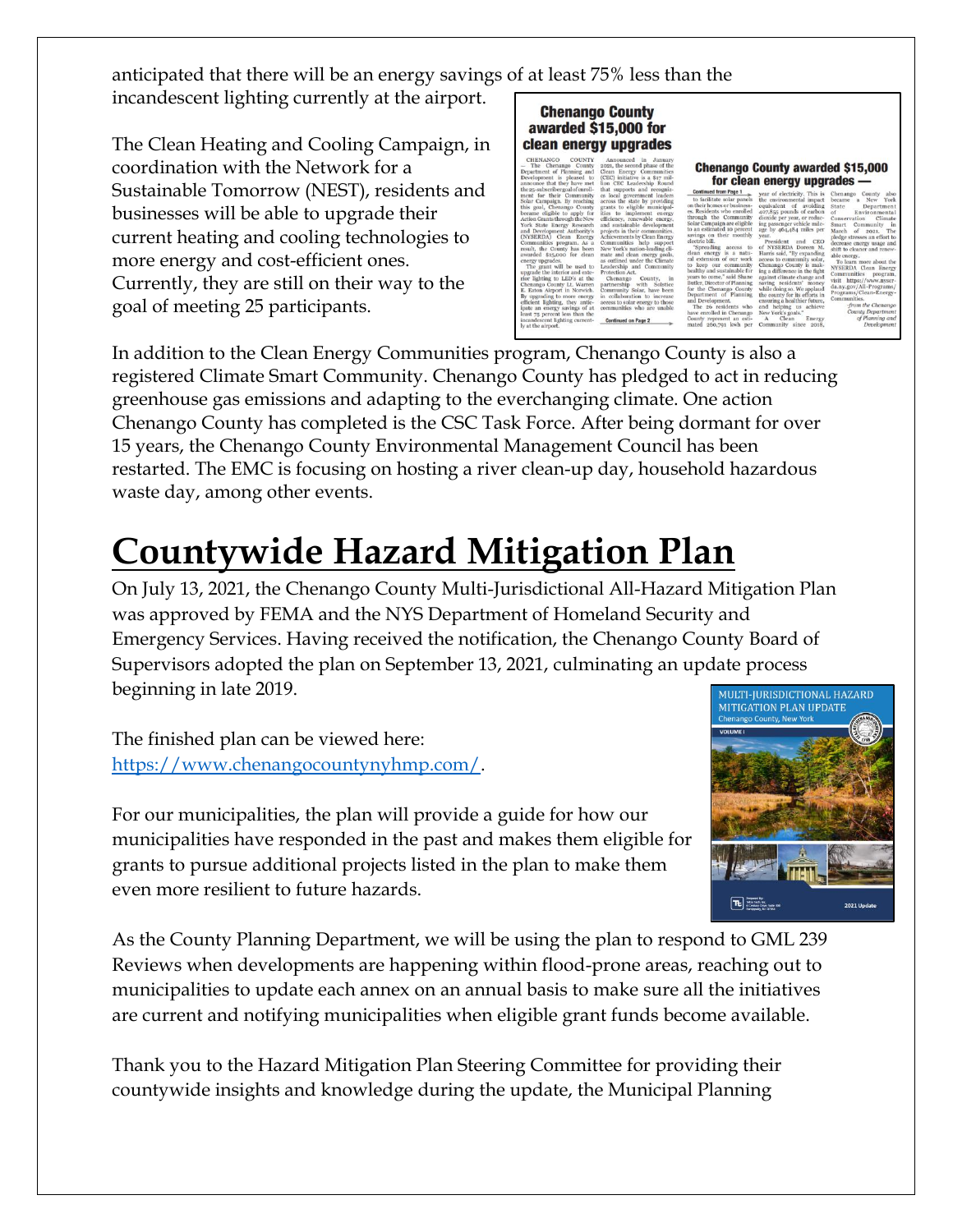anticipated that there will be an energy savings of at least 75% less than the incandescent lighting currently at the airport.

The Clean Heating and Cooling Campaign, in coordination with the Network for a Sustainable Tomorrow (NEST), residents and businesses will be able to upgrade their current heating and cooling technologies to more energy and cost-efficient ones. Currently, they are still on their way to the goal of meeting 25 participants.

In addition to the Clean Energy Communities program, Chenango County is also a registered Climate Smart Community. Chenango County has pledged to act in reducing greenhouse gas emissions and adapting to the everchanging climate. One action Chenango County has completed is the CSC Task Force. After being dormant for over 15 years, the Chenango County Environmental Management Council has been restarted. The EMC is focusing on hosting a river clean-up day, household hazardous waste day, among other events.

# Countywide Hazard Mitigation Plan

On July 13, 2021, the Chenango County Multi-Jurisdictional All-Hazard Mitigation Plan was approved by FEMA and the NYS Department of Homeland Security and Emergency Services. Having received the notification, the Chenango County Board of Supervisors adopted the plan on September 13, 2021, culminating an update process beginning in late 2019.

The finished plan can be viewed here: https://www.chenangocountynyhmp.com/.

For our municipalities, the plan will provide a guide for how our municipalities have responded in the past and makes them eligible for grants to pursue additional projects listed in the plan to make them even more resilient to future hazards.

As the County Planning Department, we will be using the plan to respond to GML 239 Reviews when developments are happening within flood-prone areas, reaching out to municipalities to update each annex on an annual basis to make sure all the initiatives are current and notifying municipalities when eligible grant funds become available.

Thank you to the Hazard Mitigation Plan Steering Committee for providing their countywide insights and knowledge during the update, the Municipal Planning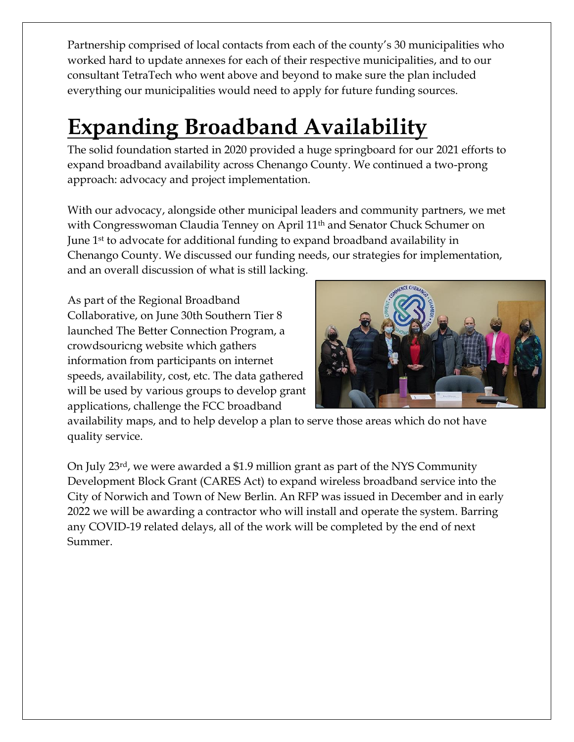Partnership comprised of local contacts from each of the county's 30 municipalities who worked hard to update annexes for each of their respective municipalities, and to our consultant TetraTech who went above and beyond to make sure the plan included everything our municipalities would need to apply for future funding sources.

# Expanding Broadband Availability

The solid foundation started in 2020 provided a huge springboard for our 2021 efforts to expand broadband availability across Chenango County. We continued a two-prong approach: advocacy and project implementation.

With our advocacy, alongside other municipal leaders and community partners, we met with Congresswoman Claudia Tenney on April 11th and Senator Chuck Schumer on June 1st to advocate for additional funding to expand broadband availability in Chenango County. We discussed our funding needs, our strategies for implementation, and an overall discussion of what is still lacking.

As part of the Regional Broadband Collaborative, on June 30th Southern Tier 8 launched The Better Connection Program, a crowdsouricng website which gathers information from participants on internet speeds, availability, cost, etc. The data gathered will be used by various groups to develop grant applications, challenge the FCC broadband availability maps, and to help develop a plan to serve those areas which do not have quality service.

On July 23rd, we were awarded a $1.9 million grant as part of the NYS Community Development Block Grant (CARES Act) to expand wireless broadband service into the City of Norwich and Town of New Berlin. An RFP was issued in December and in early 2022 we will be awarding a contractor who will install and operate the system. Barring any COVID-19 related delays, all of the work will be completed by the end of next Summer.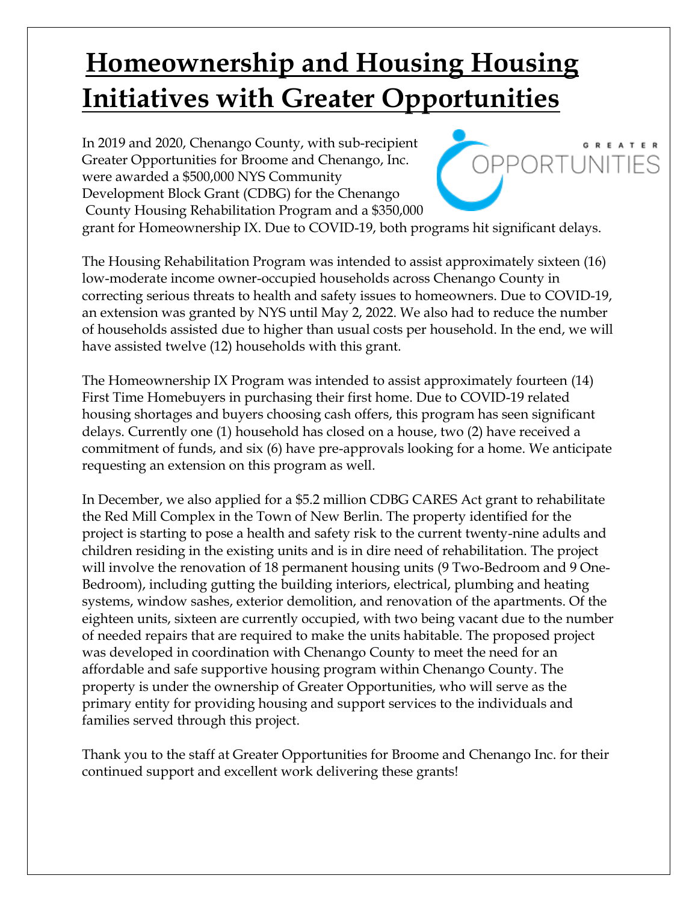# Homeownership and Housing Housing Initiatives with Greater Opportunities

In 2019 and 2020, Chenango County, with sub-recipient Greater Opportunities for Broome and Chenango, Inc. were awarded a $500,000 NYS Community Development Block Grant (CDBG) for the Chenango County Housing Rehabilitation Program and a $350,000 grant for Homeownership IX. Due to COVID-19, both programs hit significant delays.

The Housing Rehabilitation Program was intended to assist approximately sixteen (16) low-moderate income owner-occupied households across Chenango County in correcting serious threats to health and safety issues to homeowners. Due to COVID-19, an extension was granted by NYS until May 2, 2022. We also had to reduce the number of households assisted due to higher than usual costs per household. In the end, we will have assisted twelve (12) households with this grant.

The Homeownership IX Program was intended to assist approximately fourteen (14) First Time Homebuyers in purchasing their first home. Due to COVID-19 related housing shortages and buyers choosing cash offers, this program has seen significant delays. Currently one (1) household has closed on a house, two (2) have received a commitment of funds, and six (6) have pre-approvals looking for a home. We anticipate requesting an extension on this program as well.

In December, we also applied for a $5.2 million CDBG CARES Act grant to rehabilitate the Red Mill Complex in the Town of New Berlin. The property identified for the project is starting to pose a health and safety risk to the current twenty-nine adults and children residing in the existing units and is in dire need of rehabilitation. The project will involve the renovation of 18 permanent housing units (9 Two-Bedroom and 9 One-Bedroom), including gutting the building interiors, electrical, plumbing and heating systems, window sashes, exterior demolition, and renovation of the apartments. Of the eighteen units, sixteen are currently occupied, with two being vacant due to the number of needed repairs that are required to make the units habitable. The proposed project was developed in coordination with Chenango County to meet the need for an affordable and safe supportive housing program within Chenango County. The property is under the ownership of Greater Opportunities, who will serve as the primary entity for providing housing and support services to the individuals and families served through this project.

Thank you to the staff at Greater Opportunities for Broome and Chenango Inc. for their continued support and excellent work delivering these grants!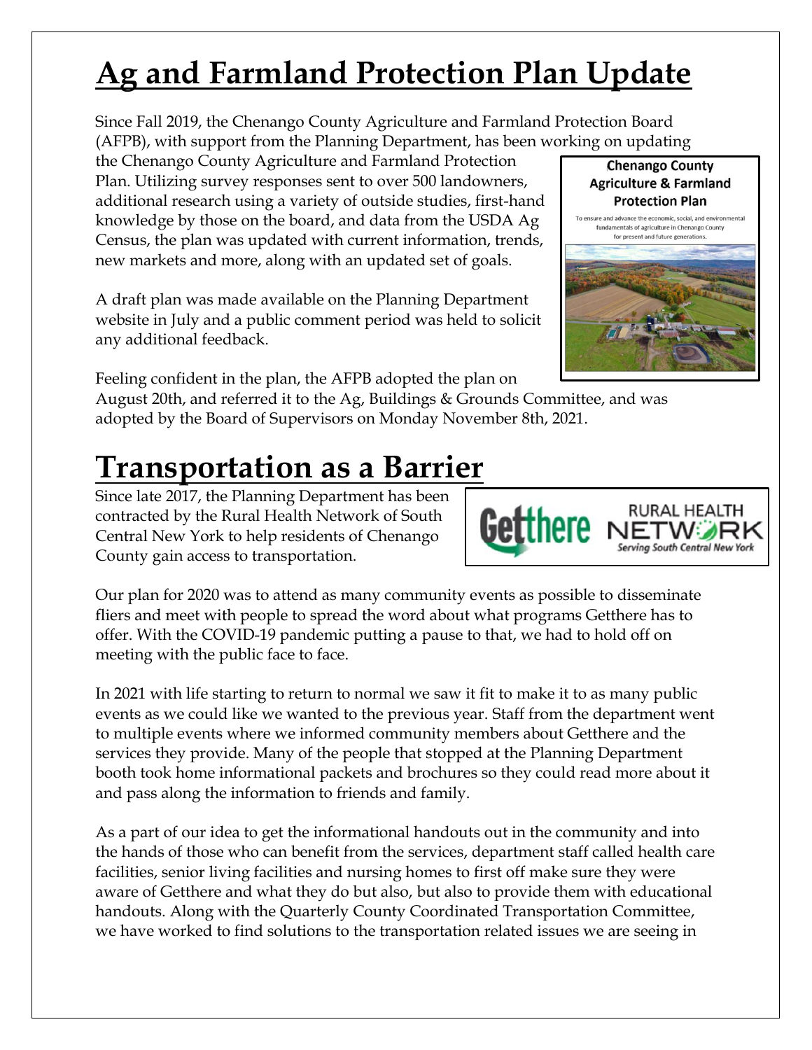# Ag and Farmland Protection Plan Update

Since Fall 2019, the Chenango County Agriculture and Farmland Protection Board (AFPB), with support from the Planning Department, has been working on updating the Chenango County Agriculture and Farmland Protection Plan. Utilizing survey responses sent to over 500 landowners, additional research using a variety of outside studies, first-hand knowledge by those on the board, and data from the USDA Ag Census, the plan was updated with current information, trends, new markets and more, along with an updated set of goals.

A draft plan was made available on the Planning Department website in July and a public comment period was held to solicit any additional feedback.

Feeling confident in the plan, the AFPB adopted the plan on August 20th, and referred it to the Ag, Buildings & Grounds Committee, and was adopted by the Board of Supervisors on Monday November 8th, 2021.

# Transportation as a Barrier

Since late 2017, the Planning Department has been contracted by the Rural Health Network of South Central New York to help residents of Chenango County gain access to transportation.

Our plan for 2020 was to attend as many community events as possible to disseminate fliers and meet with people to spread the word about what programs Getthere has to offer. With the COVID-19 pandemic putting a pause to that, we had to hold off on meeting with the public face to face.

In 2021 with life starting to return to normal we saw it fit to make it to as many public events as we could like we wanted to the previous year. Staff from the department went to multiple events where we informed community members about Getthere and the services they provide. Many of the people that stopped at the Planning Department booth took home informational packets and brochures so they could read more about it and pass along the information to friends and family.

As a part of our idea to get the informational handouts out in the community and into the hands of those who can benefit from the services, department staff called health care facilities, senior living facilities and nursing homes to first off make sure they were aware of Getthere and what they do but also, but also to provide them with educational handouts. Along with the Quarterly County Coordinated Transportation Committee, we have worked to find solutions to the transportation related issues we are seeing in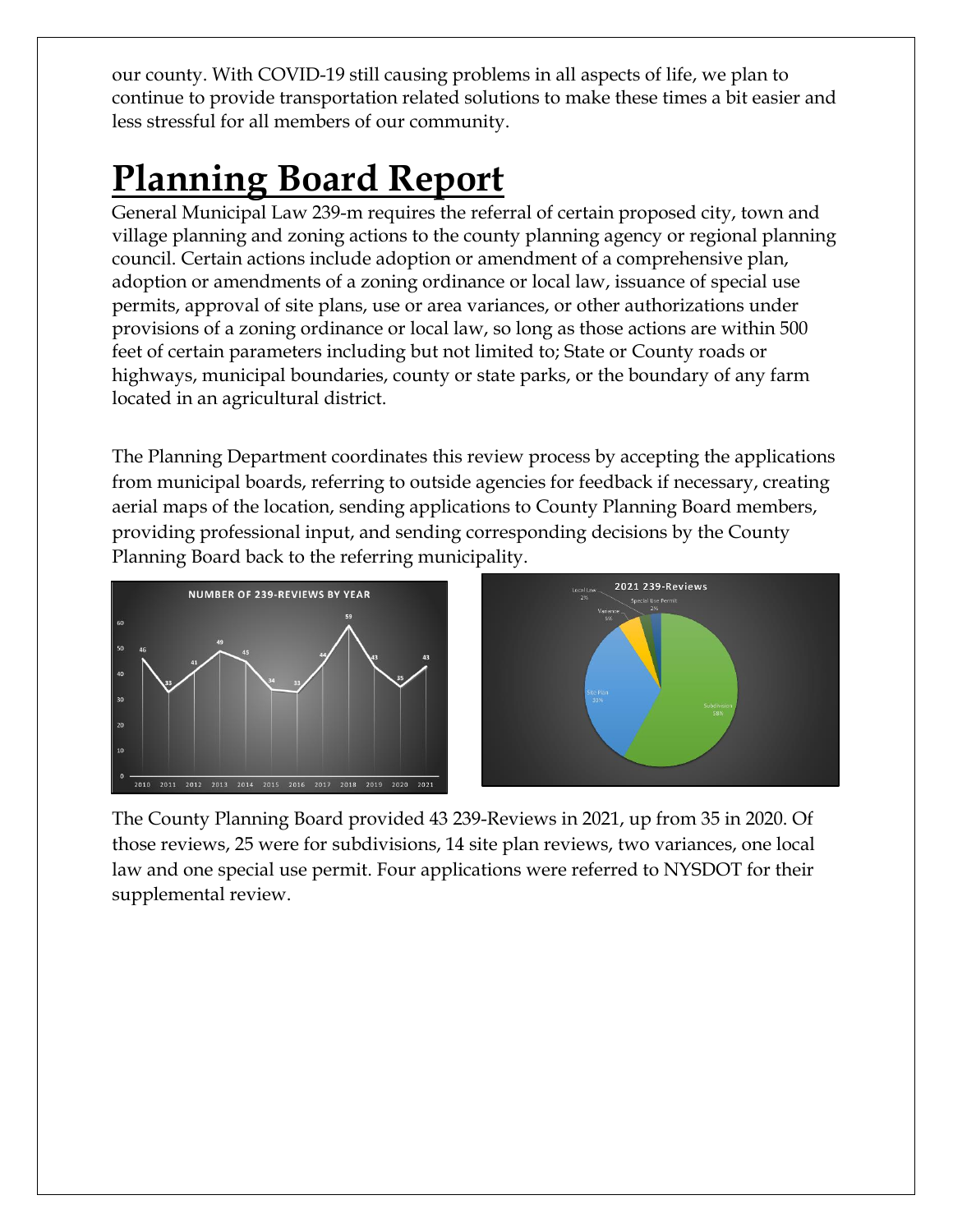our county. With COVID-19 still causing problems in all aspects of life, we plan to continue to provide transportation related solutions to make these times a bit easier and less stressful for all members of our community.

# Planning Board Report

General Municipal Law 239-m requires the referral of certain proposed city, town and village planning and zoning actions to the county planning agency or regional planning council. Certain actions include adoption or amendment of a comprehensive plan, adoption or amendments of a zoning ordinance or local law, issuance of special use permits, approval of site plans, use or area variances, or other authorizations under provisions of a zoning ordinance or local law, so long as those actions are within 500 feet of certain parameters including but not limited to; State or County roads or highways, municipal boundaries, county or state parks, or the boundary of any farm located in an agricultural district.

The Planning Department coordinates this review process by accepting the applications from municipal boards, referring to outside agencies for feedback if necessary, creating aerial maps of the location, sending applications to County Planning Board members, providing professional input, and sending corresponding decisions by the County Planning Board back to the referring municipality.

**NUMBER OF 239-REVIEWS BY YEAR**

| Year | Reviews |
|---|---|
| 2010 | 46 |
| 2011 | 33 |
| 2012 | 41 |
| 2013 | 49 |
| 2014 | 45 |
| 2015 | 34 |
| 2016 | 33 |
| 2017 | 44 |
| 2018 | 59 |
| 2019 | 43 |
| 2020 | 35 |
| 2021 | 43 |

**2021 239-Reviews**

| Type | Percent |
|---|---|
| Subdivision | 58% |
| Site Plan | 33% |
| Variance | 5% |
| Local Law | 2% |
| Special Use Permit | 2% |

The County Planning Board provided 43 239-Reviews in 2021, up from 35 in 2020. Of those reviews, 25 were for subdivisions, 14 site plan reviews, two variances, one local law and one special use permit. Four applications were referred to NYSDOT for their supplemental review.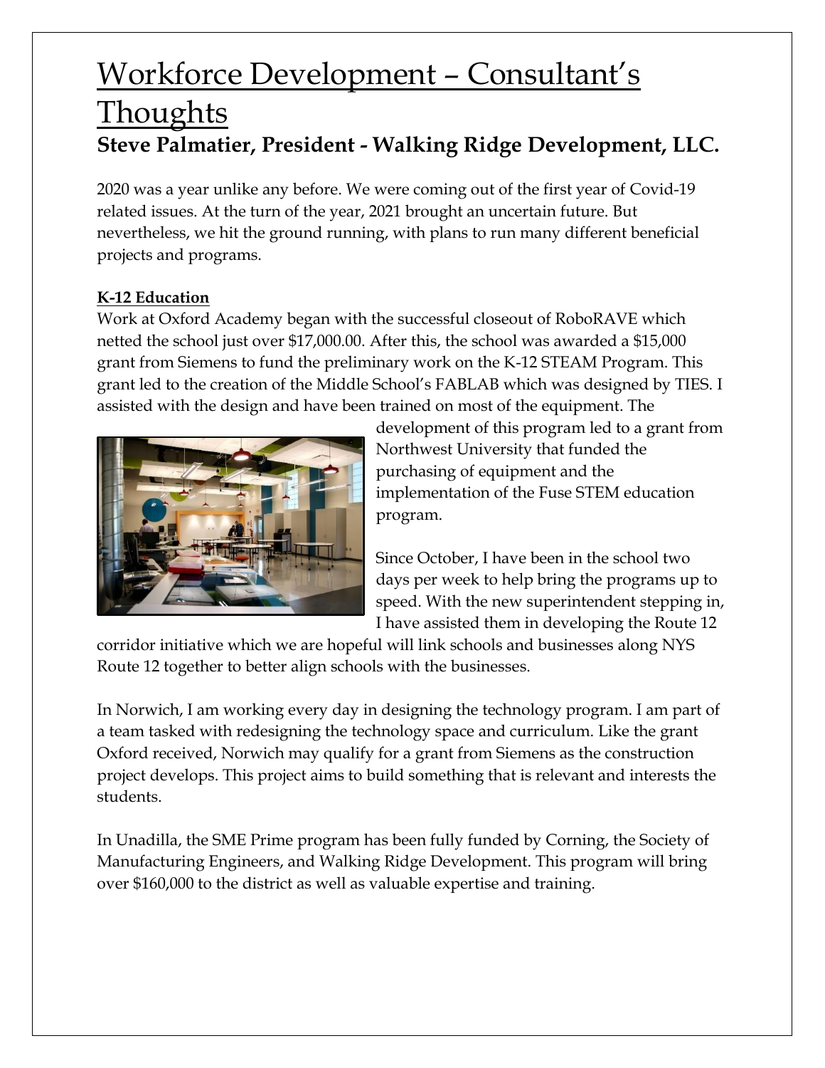# Workforce Development – Consultant's Thoughts

## Steve Palmatier, President - Walking Ridge Development, LLC.

2020 was a year unlike any before. We were coming out of the first year of Covid-19 related issues. At the turn of the year, 2021 brought an uncertain future. But nevertheless, we hit the ground running, with plans to run many different beneficial projects and programs.

**K-12 Education**

Work at Oxford Academy began with the successful closeout of RoboRAVE which netted the school just over $17,000.00. After this, the school was awarded a $15,000 grant from Siemens to fund the preliminary work on the K-12 STEAM Program. This grant led to the creation of the Middle School's FABLAB which was designed by TIES. I assisted with the design and have been trained on most of the equipment. The development of this program led to a grant from Northwest University that funded the purchasing of equipment and the implementation of the Fuse STEM education program.

Since October, I have been in the school two days per week to help bring the programs up to speed. With the new superintendent stepping in, I have assisted them in developing the Route 12 corridor initiative which we are hopeful will link schools and businesses along NYS Route 12 together to better align schools with the businesses.

In Norwich, I am working every day in designing the technology program. I am part of a team tasked with redesigning the technology space and curriculum. Like the grant Oxford received, Norwich may qualify for a grant from Siemens as the construction project develops. This project aims to build something that is relevant and interests the students.

In Unadilla, the SME Prime program has been fully funded by Corning, the Society of Manufacturing Engineers, and Walking Ridge Development. This program will bring over $160,000 to the district as well as valuable expertise and training.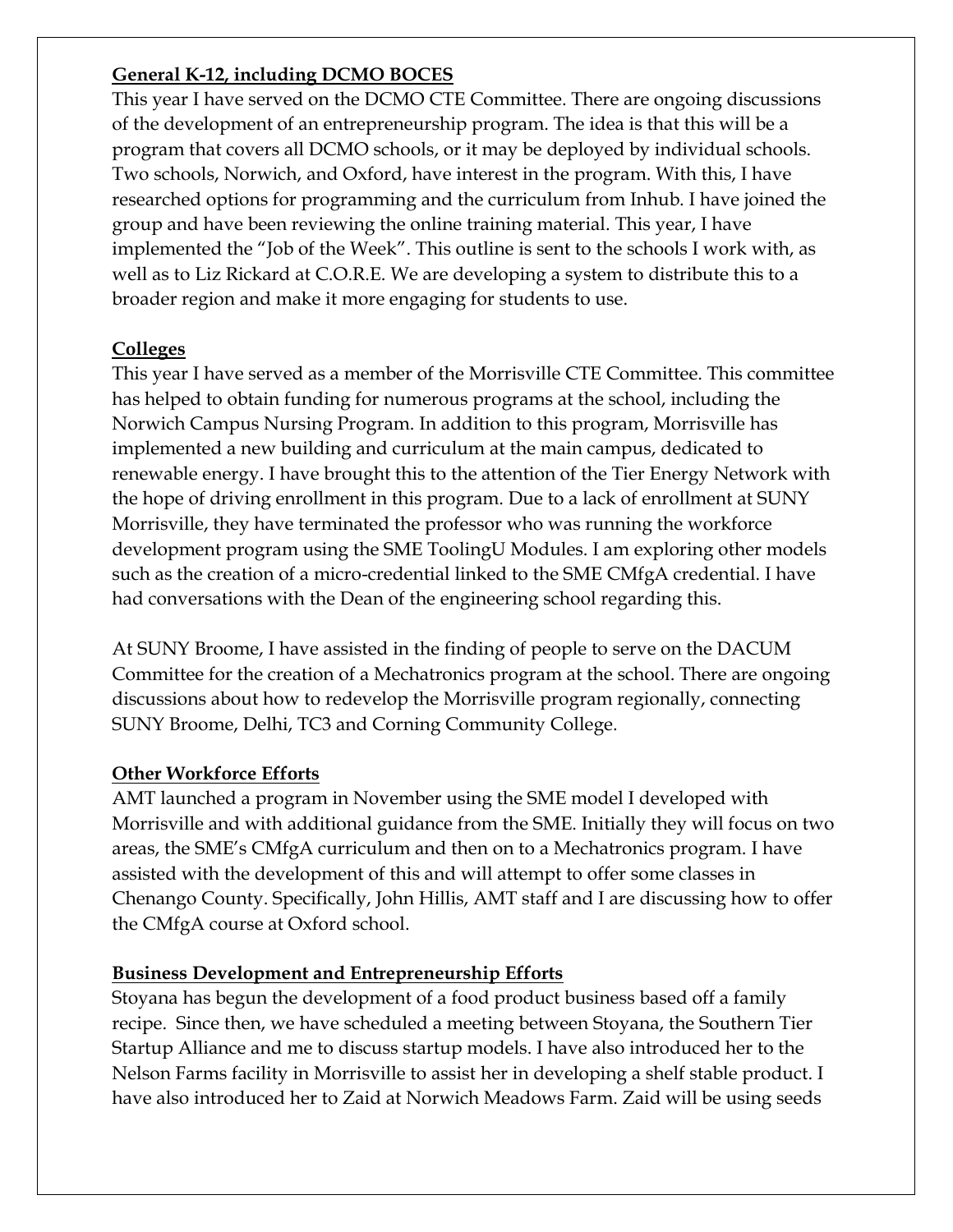## General K-12, including DCMO BOCES

This year I have served on the DCMO CTE Committee. There are ongoing discussions of the development of an entrepreneurship program. The idea is that this will be a program that covers all DCMO schools, or it may be deployed by individual schools. Two schools, Norwich, and Oxford, have interest in the program. With this, I have researched options for programming and the curriculum from Inhub. I have joined the group and have been reviewing the online training material. This year, I have implemented the "Job of the Week". This outline is sent to the schools I work with, as well as to Liz Rickard at C.O.R.E. We are developing a system to distribute this to a broader region and make it more engaging for students to use.

## Colleges

This year I have served as a member of the Morrisville CTE Committee. This committee has helped to obtain funding for numerous programs at the school, including the Norwich Campus Nursing Program. In addition to this program, Morrisville has implemented a new building and curriculum at the main campus, dedicated to renewable energy. I have brought this to the attention of the Tier Energy Network with the hope of driving enrollment in this program. Due to a lack of enrollment at SUNY Morrisville, they have terminated the professor who was running the workforce development program using the SME ToolingU Modules. I am exploring other models such as the creation of a micro-credential linked to the SME CMfgA credential. I have had conversations with the Dean of the engineering school regarding this.

At SUNY Broome, I have assisted in the finding of people to serve on the DACUM Committee for the creation of a Mechatronics program at the school. There are ongoing discussions about how to redevelop the Morrisville program regionally, connecting SUNY Broome, Delhi, TC3 and Corning Community College.

## Other Workforce Efforts

AMT launched a program in November using the SME model I developed with Morrisville and with additional guidance from the SME. Initially they will focus on two areas, the SME's CMfgA curriculum and then on to a Mechatronics program. I have assisted with the development of this and will attempt to offer some classes in Chenango County. Specifically, John Hillis, AMT staff and I are discussing how to offer the CMfgA course at Oxford school.

## Business Development and Entrepreneurship Efforts

Stoyana has begun the development of a food product business based off a family recipe. Since then, we have scheduled a meeting between Stoyana, the Southern Tier Startup Alliance and me to discuss startup models. I have also introduced her to the Nelson Farms facility in Morrisville to assist her in developing a shelf stable product. I have also introduced her to Zaid at Norwich Meadows Farm. Zaid will be using seeds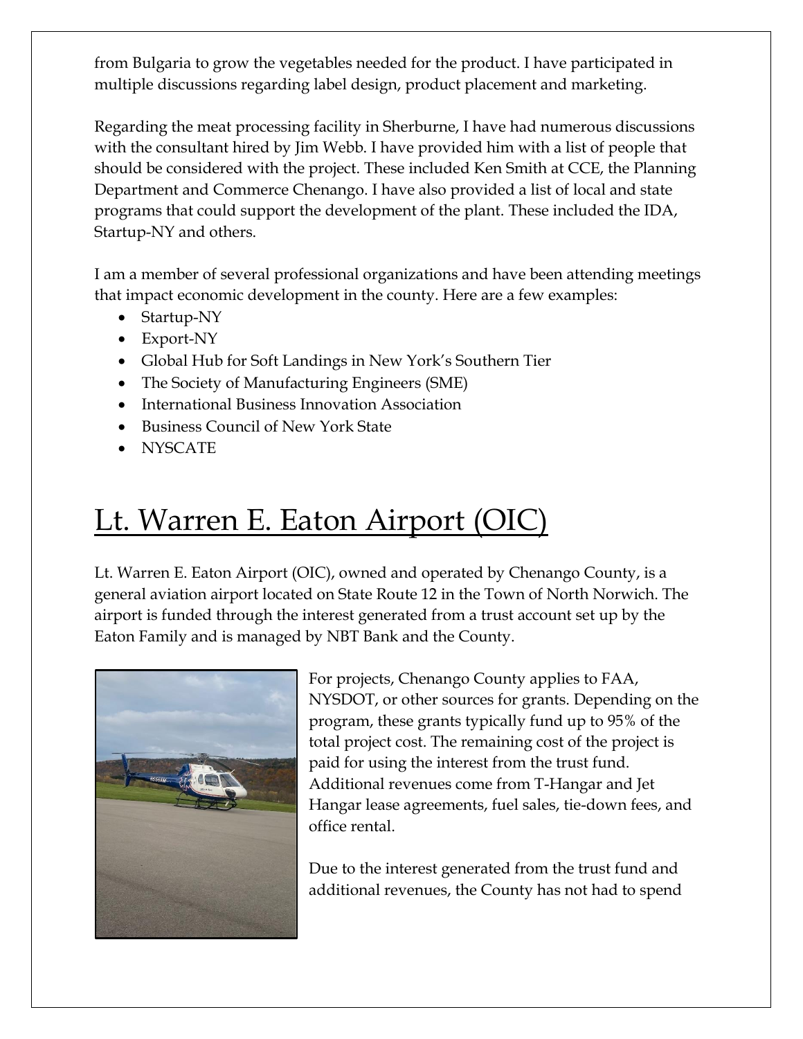from Bulgaria to grow the vegetables needed for the product. I have participated in multiple discussions regarding label design, product placement and marketing.

Regarding the meat processing facility in Sherburne, I have had numerous discussions with the consultant hired by Jim Webb. I have provided him with a list of people that should be considered with the project. These included Ken Smith at CCE, the Planning Department and Commerce Chenango. I have also provided a list of local and state programs that could support the development of the plant. These included the IDA, Startup-NY and others.

I am a member of several professional organizations and have been attending meetings that impact economic development in the county. Here are a few examples:

- Startup-NY
- Export-NY
- Global Hub for Soft Landings in New York's Southern Tier
- The Society of Manufacturing Engineers (SME)
- International Business Innovation Association
- Business Council of New York State
- NYSCATE

# Lt. Warren E. Eaton Airport (OIC)

Lt. Warren E. Eaton Airport (OIC), owned and operated by Chenango County, is a general aviation airport located on State Route 12 in the Town of North Norwich. The airport is funded through the interest generated from a trust account set up by the Eaton Family and is managed by NBT Bank and the County.

For projects, Chenango County applies to FAA, NYSDOT, or other sources for grants. Depending on the program, these grants typically fund up to 95% of the total project cost. The remaining cost of the project is paid for using the interest from the trust fund. Additional revenues come from T-Hangar and Jet Hangar lease agreements, fuel sales, tie-down fees, and office rental.

Due to the interest generated from the trust fund and additional revenues, the County has not had to spend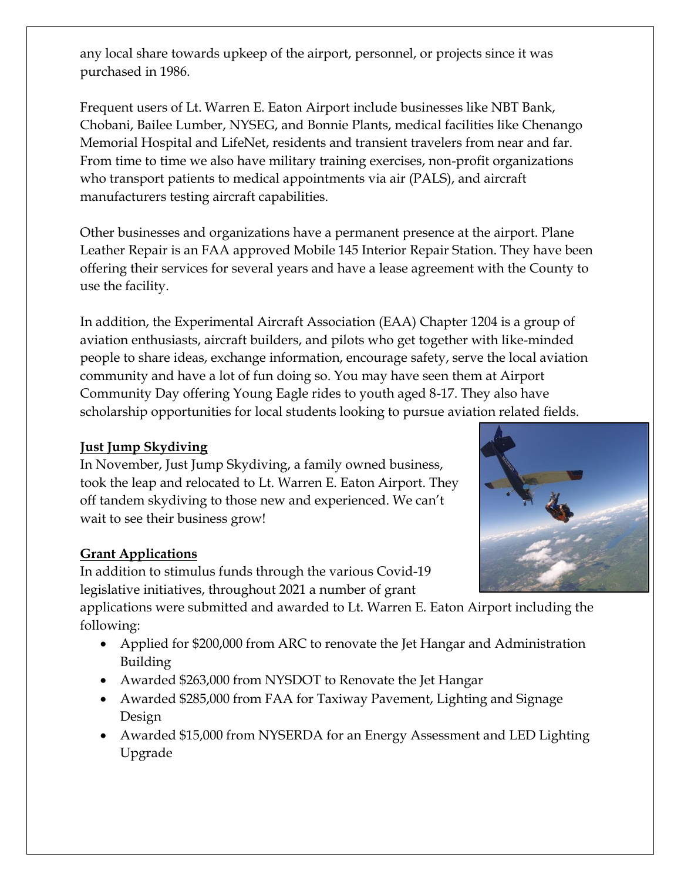any local share towards upkeep of the airport, personnel, or projects since it was purchased in 1986.

Frequent users of Lt. Warren E. Eaton Airport include businesses like NBT Bank, Chobani, Bailee Lumber, NYSEG, and Bonnie Plants, medical facilities like Chenango Memorial Hospital and LifeNet, residents and transient travelers from near and far. From time to time we also have military training exercises, non-profit organizations who transport patients to medical appointments via air (PALS), and aircraft manufacturers testing aircraft capabilities.

Other businesses and organizations have a permanent presence at the airport. Plane Leather Repair is an FAA approved Mobile 145 Interior Repair Station. They have been offering their services for several years and have a lease agreement with the County to use the facility.

In addition, the Experimental Aircraft Association (EAA) Chapter 1204 is a group of aviation enthusiasts, aircraft builders, and pilots who get together with like-minded people to share ideas, exchange information, encourage safety, serve the local aviation community and have a lot of fun doing so. You may have seen them at Airport Community Day offering Young Eagle rides to youth aged 8-17. They also have scholarship opportunities for local students looking to pursue aviation related fields.

**Just Jump Skydiving**

In November, Just Jump Skydiving, a family owned business, took the leap and relocated to Lt. Warren E. Eaton Airport. They off tandem skydiving to those new and experienced. We can't wait to see their business grow!

**Grant Applications**

In addition to stimulus funds through the various Covid-19 legislative initiatives, throughout 2021 a number of grant applications were submitted and awarded to Lt. Warren E. Eaton Airport including the following:

- Applied for $200,000 from ARC to renovate the Jet Hangar and Administration Building
- Awarded $263,000 from NYSDOT to Renovate the Jet Hangar
- Awarded $285,000 from FAA for Taxiway Pavement, Lighting and Signage Design
- Awarded $15,000 from NYSERDA for an Energy Assessment and LED Lighting Upgrade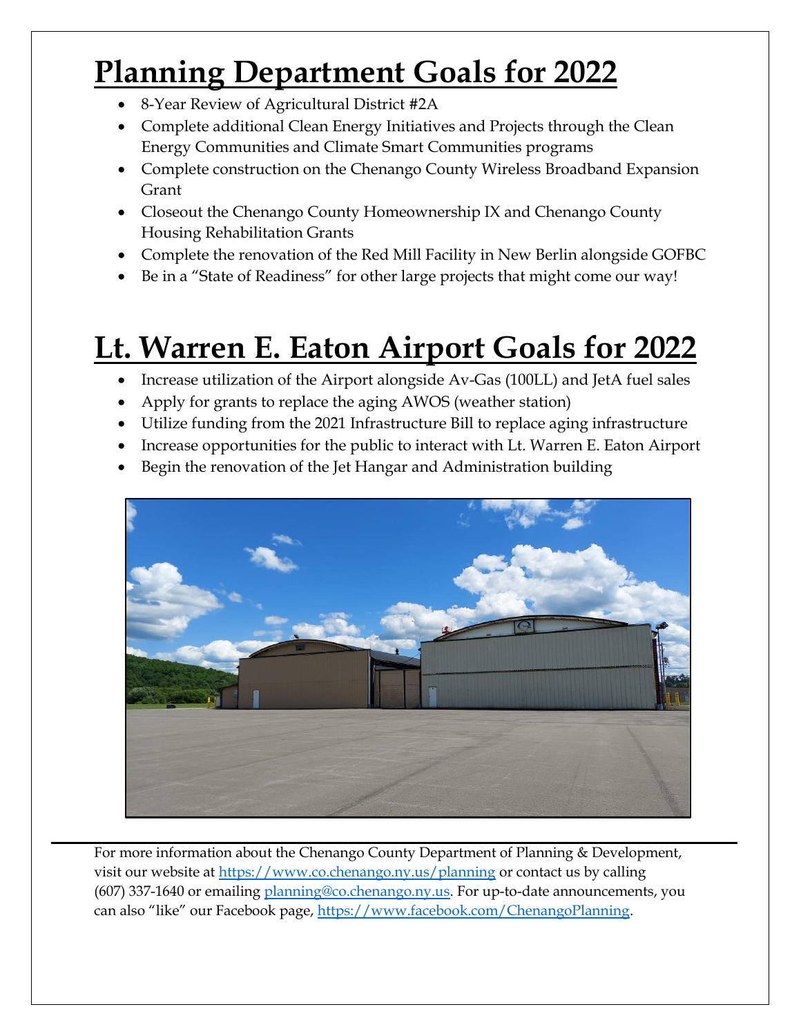# Planning Department Goals for 2022

- 8-Year Review of Agricultural District #2A
- Complete additional Clean Energy Initiatives and Projects through the Clean Energy Communities and Climate Smart Communities programs
- Complete construction on the Chenango County Wireless Broadband Expansion Grant
- Closeout the Chenango County Homeownership IX and Chenango County Housing Rehabilitation Grants
- Complete the renovation of the Red Mill Facility in New Berlin alongside GOFBC
- Be in a "State of Readiness" for other large projects that might come our way!

# Lt. Warren E. Eaton Airport Goals for 2022

- Increase utilization of the Airport alongside Av-Gas (100LL) and JetA fuel sales
- Apply for grants to replace the aging AWOS (weather station)
- Utilize funding from the 2021 Infrastructure Bill to replace aging infrastructure
- Increase opportunities for the public to interact with Lt. Warren E. Eaton Airport
- Begin the renovation of the Jet Hangar and Administration building

---

For more information about the Chenango County Department of Planning & Development, visit our website at [https://www.co.chenango.ny.us/planning](https://www.co.chenango.ny.us/planning) or contact us by calling (607) 337-1640 or emailing [planning@co.chenango.ny.us](mailto:planning@co.chenango.ny.us). For up-to-date announcements, you can also "like" our Facebook page, [https://www.facebook.com/ChenangoPlanning](https://www.facebook.com/ChenangoPlanning).